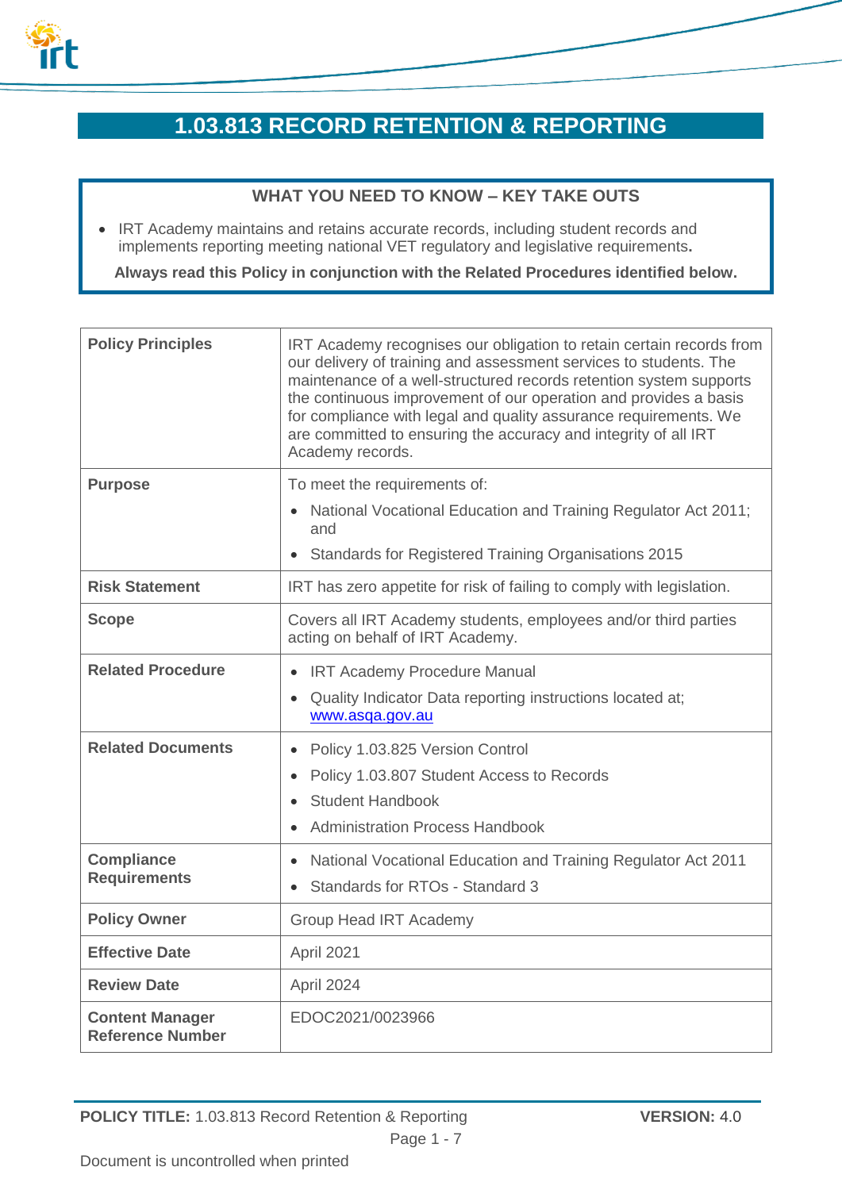# 1.03.813 RECORD RETENTION & REPORTING

**WHAT YOU NEED TO KNOW – KEY TAKE OUTS**

- IRT Academy maintains and retains accurate records, including student records and implements reporting meeting national VET regulatory and legislative requirements**.**

**Always read this Policy in conjunction with the Related Procedures identified below.**

| | |
|---|---|
| **Policy Principles** | IRT Academy recognises our obligation to retain certain records from our delivery of training and assessment services to students. The maintenance of a well-structured records retention system supports the continuous improvement of our operation and provides a basis for compliance with legal and quality assurance requirements. We are committed to ensuring the accuracy and integrity of all IRT Academy records. |
| **Purpose** | To meet the requirements of:<br>• National Vocational Education and Training Regulator Act 2011; and<br>• Standards for Registered Training Organisations 2015 |
| **Risk Statement** | IRT has zero appetite for risk of failing to comply with legislation. |
| **Scope** | Covers all IRT Academy students, employees and/or third parties acting on behalf of IRT Academy. |
| **Related Procedure** | • IRT Academy Procedure Manual<br>• Quality Indicator Data reporting instructions located at; www.asqa.gov.au |
| **Related Documents** | • Policy 1.03.825 Version Control<br>• Policy 1.03.807 Student Access to Records<br>• Student Handbook<br>• Administration Process Handbook |
| **Compliance Requirements** | • National Vocational Education and Training Regulator Act 2011<br>• Standards for RTOs - Standard 3 |
| **Policy Owner** | Group Head IRT Academy |
| **Effective Date** | April 2021 |
| **Review Date** | April 2024 |
| **Content Manager Reference Number** | EDOC2021/0023966 |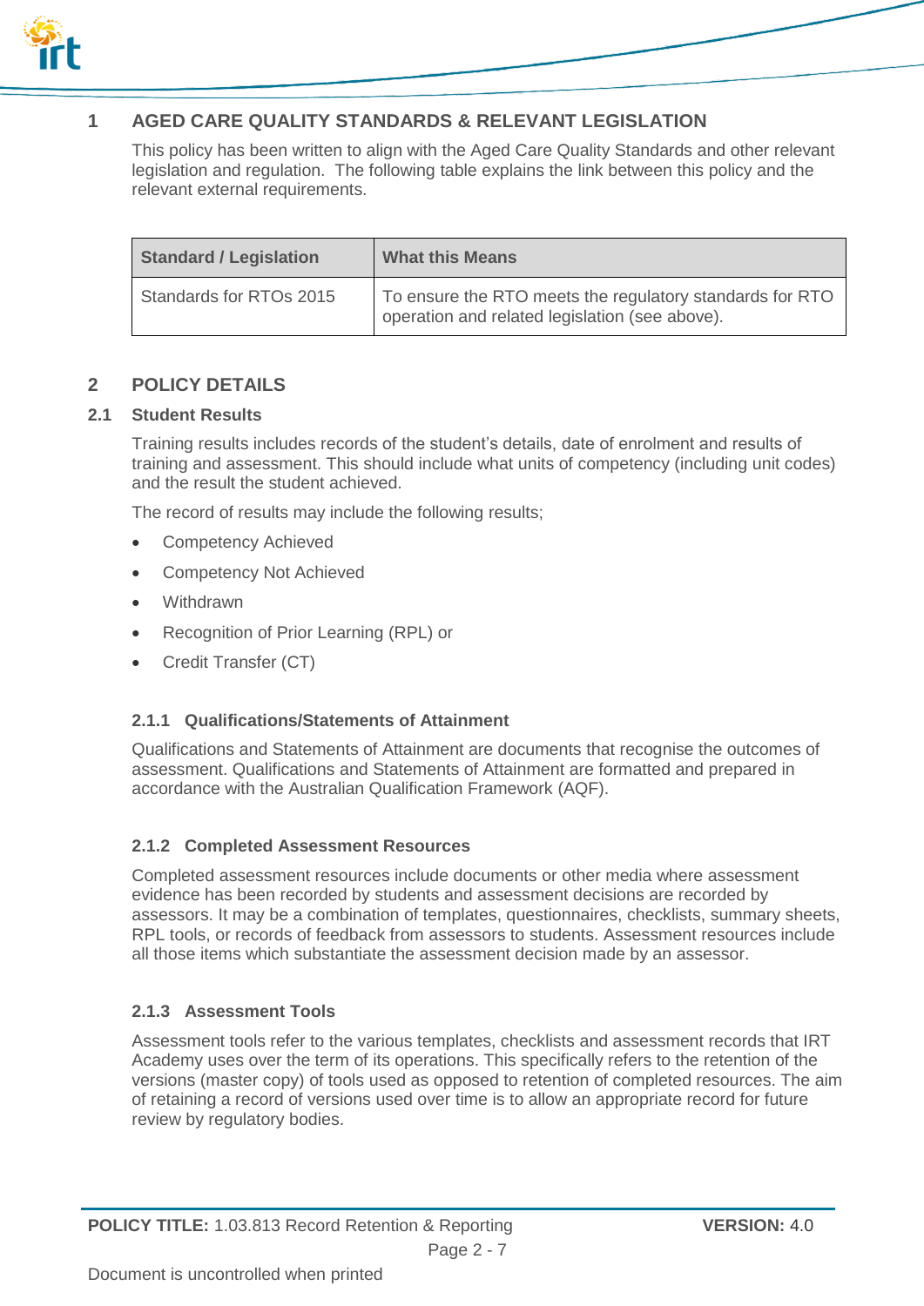## 1 AGED CARE QUALITY STANDARDS & RELEVANT LEGISLATION

This policy has been written to align with the Aged Care Quality Standards and other relevant legislation and regulation. The following table explains the link between this policy and the relevant external requirements.

| Standard / Legislation | What this Means |
| --- | --- |
| Standards for RTOs 2015 | To ensure the RTO meets the regulatory standards for RTO operation and related legislation (see above). |

## 2 POLICY DETAILS

### 2.1 Student Results

Training results includes records of the student's details, date of enrolment and results of training and assessment. This should include what units of competency (including unit codes) and the result the student achieved.

The record of results may include the following results;

- Competency Achieved
- Competency Not Achieved
- Withdrawn
- Recognition of Prior Learning (RPL) or
- Credit Transfer (CT)

#### 2.1.1 Qualifications/Statements of Attainment

Qualifications and Statements of Attainment are documents that recognise the outcomes of assessment. Qualifications and Statements of Attainment are formatted and prepared in accordance with the Australian Qualification Framework (AQF).

#### 2.1.2 Completed Assessment Resources

Completed assessment resources include documents or other media where assessment evidence has been recorded by students and assessment decisions are recorded by assessors. It may be a combination of templates, questionnaires, checklists, summary sheets, RPL tools, or records of feedback from assessors to students. Assessment resources include all those items which substantiate the assessment decision made by an assessor.

#### 2.1.3 Assessment Tools

Assessment tools refer to the various templates, checklists and assessment records that IRT Academy uses over the term of its operations. This specifically refers to the retention of the versions (master copy) of tools used as opposed to retention of completed resources. The aim of retaining a record of versions used over time is to allow an appropriate record for future review by regulatory bodies.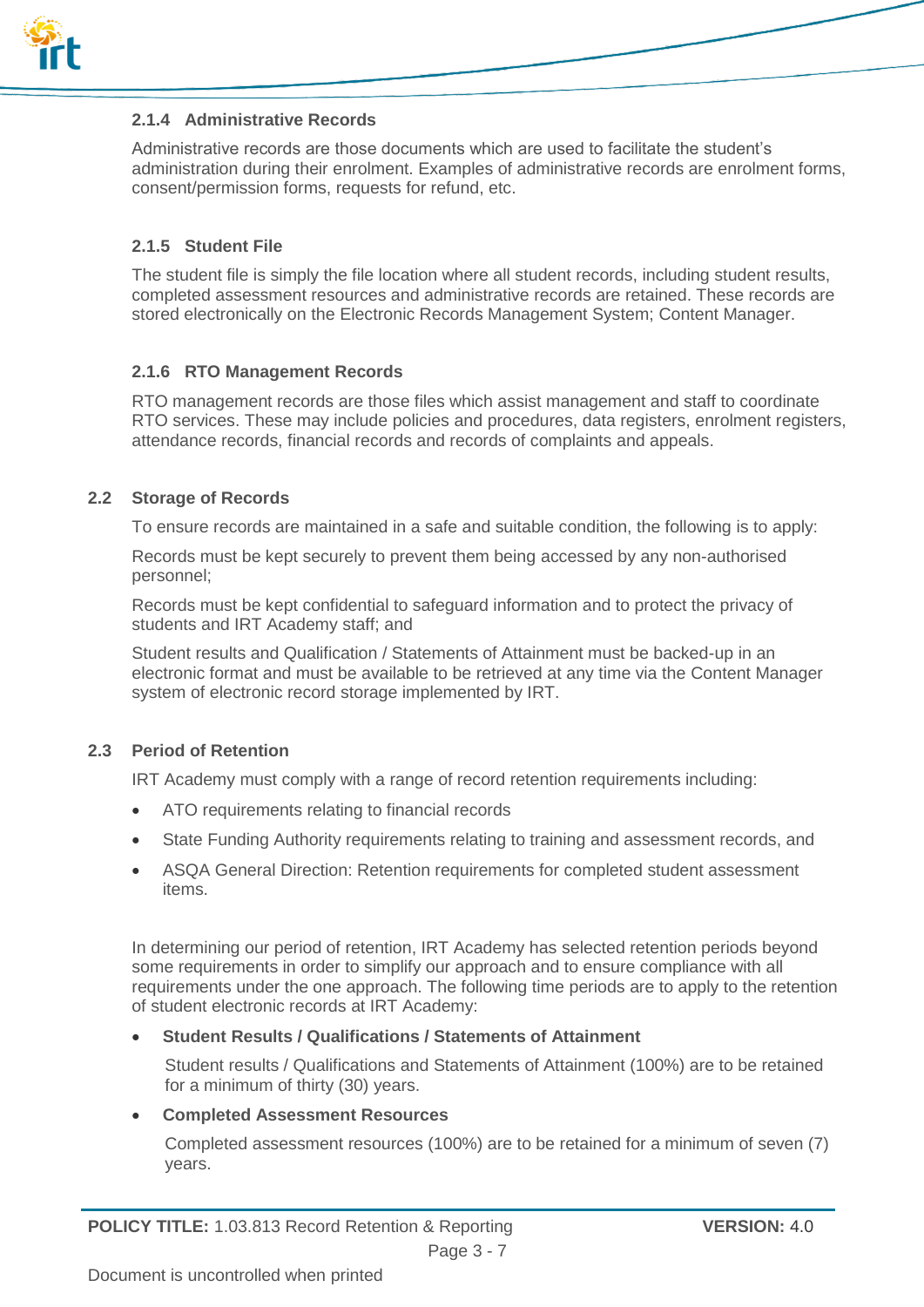### 2.1.4 Administrative Records

Administrative records are those documents which are used to facilitate the student's administration during their enrolment. Examples of administrative records are enrolment forms, consent/permission forms, requests for refund, etc.

### 2.1.5 Student File

The student file is simply the file location where all student records, including student results, completed assessment resources and administrative records are retained. These records are stored electronically on the Electronic Records Management System; Content Manager.

### 2.1.6 RTO Management Records

RTO management records are those files which assist management and staff to coordinate RTO services. These may include policies and procedures, data registers, enrolment registers, attendance records, financial records and records of complaints and appeals.

## 2.2 Storage of Records

To ensure records are maintained in a safe and suitable condition, the following is to apply:

Records must be kept securely to prevent them being accessed by any non-authorised personnel;

Records must be kept confidential to safeguard information and to protect the privacy of students and IRT Academy staff; and

Student results and Qualification / Statements of Attainment must be backed-up in an electronic format and must be available to be retrieved at any time via the Content Manager system of electronic record storage implemented by IRT.

## 2.3 Period of Retention

IRT Academy must comply with a range of record retention requirements including:

- ATO requirements relating to financial records
- State Funding Authority requirements relating to training and assessment records, and
- ASQA General Direction: Retention requirements for completed student assessment items.

In determining our period of retention, IRT Academy has selected retention periods beyond some requirements in order to simplify our approach and to ensure compliance with all requirements under the one approach. The following time periods are to apply to the retention of student electronic records at IRT Academy:

- **Student Results / Qualifications / Statements of Attainment**

  Student results / Qualifications and Statements of Attainment (100%) are to be retained for a minimum of thirty (30) years.

- **Completed Assessment Resources**

  Completed assessment resources (100%) are to be retained for a minimum of seven (7) years.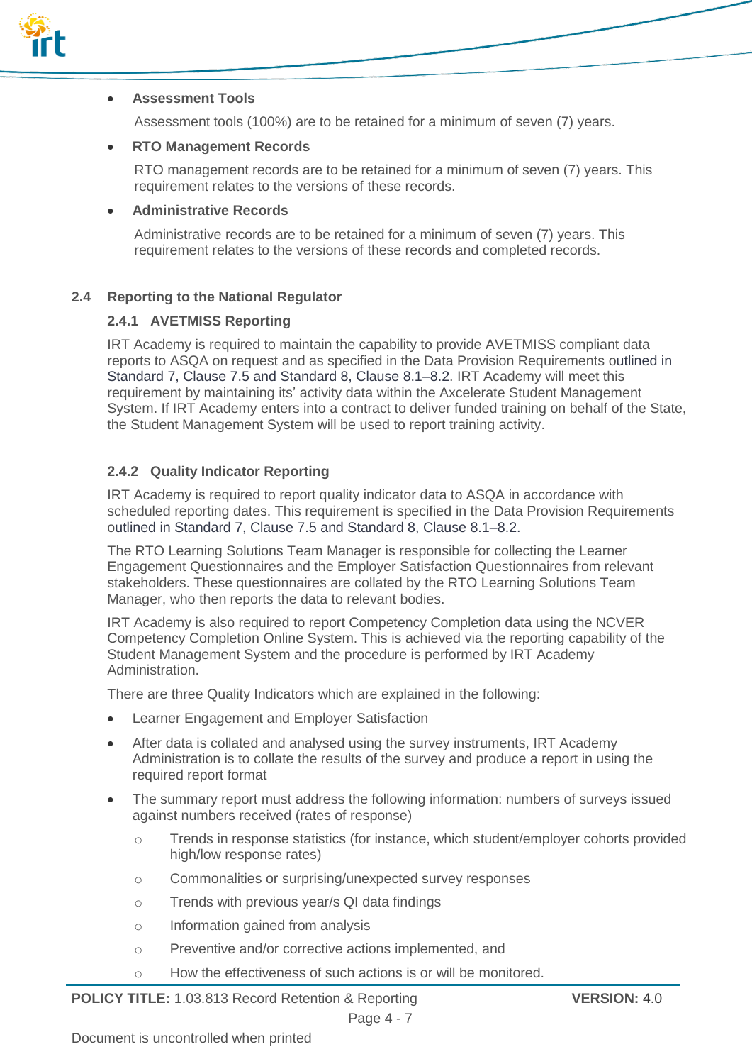- **Assessment Tools**

  Assessment tools (100%) are to be retained for a minimum of seven (7) years.

- **RTO Management Records**

  RTO management records are to be retained for a minimum of seven (7) years. This requirement relates to the versions of these records.

- **Administrative Records**

  Administrative records are to be retained for a minimum of seven (7) years. This requirement relates to the versions of these records and completed records.

## 2.4 Reporting to the National Regulator

### 2.4.1 AVETMISS Reporting

IRT Academy is required to maintain the capability to provide AVETMISS compliant data reports to ASQA on request and as specified in the Data Provision Requirements outlined in Standard 7, Clause 7.5 and Standard 8, Clause 8.1–8.2. IRT Academy will meet this requirement by maintaining its' activity data within the Axcelerate Student Management System. If IRT Academy enters into a contract to deliver funded training on behalf of the State, the Student Management System will be used to report training activity.

### 2.4.2 Quality Indicator Reporting

IRT Academy is required to report quality indicator data to ASQA in accordance with scheduled reporting dates. This requirement is specified in the Data Provision Requirements outlined in Standard 7, Clause 7.5 and Standard 8, Clause 8.1–8.2.

The RTO Learning Solutions Team Manager is responsible for collecting the Learner Engagement Questionnaires and the Employer Satisfaction Questionnaires from relevant stakeholders. These questionnaires are collated by the RTO Learning Solutions Team Manager, who then reports the data to relevant bodies.

IRT Academy is also required to report Competency Completion data using the NCVER Competency Completion Online System. This is achieved via the reporting capability of the Student Management System and the procedure is performed by IRT Academy Administration.

There are three Quality Indicators which are explained in the following:

- Learner Engagement and Employer Satisfaction
- After data is collated and analysed using the survey instruments, IRT Academy Administration is to collate the results of the survey and produce a report in using the required report format
- The summary report must address the following information: numbers of surveys issued against numbers received (rates of response)
  - Trends in response statistics (for instance, which student/employer cohorts provided high/low response rates)
  - Commonalities or surprising/unexpected survey responses
  - Trends with previous year/s QI data findings
  - Information gained from analysis
  - Preventive and/or corrective actions implemented, and
  - How the effectiveness of such actions is or will be monitored.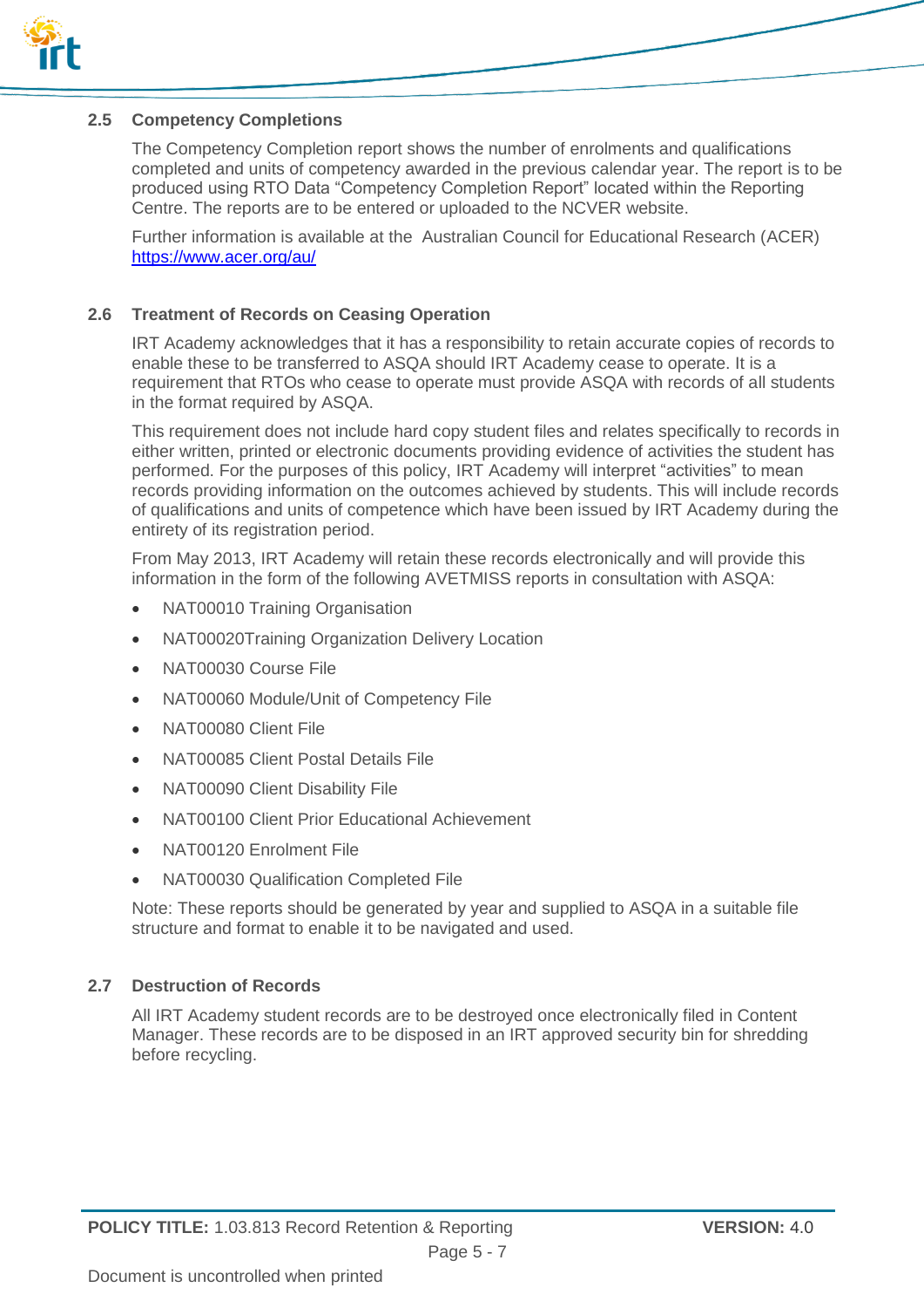### 2.5 Competency Completions

The Competency Completion report shows the number of enrolments and qualifications completed and units of competency awarded in the previous calendar year. The report is to be produced using RTO Data "Competency Completion Report" located within the Reporting Centre. The reports are to be entered or uploaded to the NCVER website.

Further information is available at the  Australian Council for Educational Research (ACER) [https://www.acer.org/au/](https://www.acer.org/au/)

### 2.6 Treatment of Records on Ceasing Operation

IRT Academy acknowledges that it has a responsibility to retain accurate copies of records to enable these to be transferred to ASQA should IRT Academy cease to operate. It is a requirement that RTOs who cease to operate must provide ASQA with records of all students in the format required by ASQA.

This requirement does not include hard copy student files and relates specifically to records in either written, printed or electronic documents providing evidence of activities the student has performed. For the purposes of this policy, IRT Academy will interpret "activities" to mean records providing information on the outcomes achieved by students. This will include records of qualifications and units of competence which have been issued by IRT Academy during the entirety of its registration period.

From May 2013, IRT Academy will retain these records electronically and will provide this information in the form of the following AVETMISS reports in consultation with ASQA:

- NAT00010 Training Organisation
- NAT00020Training Organization Delivery Location
- NAT00030 Course File
- NAT00060 Module/Unit of Competency File
- NAT00080 Client File
- NAT00085 Client Postal Details File
- NAT00090 Client Disability File
- NAT00100 Client Prior Educational Achievement
- NAT00120 Enrolment File
- NAT00030 Qualification Completed File

Note: These reports should be generated by year and supplied to ASQA in a suitable file structure and format to enable it to be navigated and used.

### 2.7 Destruction of Records

All IRT Academy student records are to be destroyed once electronically filed in Content Manager. These records are to be disposed in an IRT approved security bin for shredding before recycling.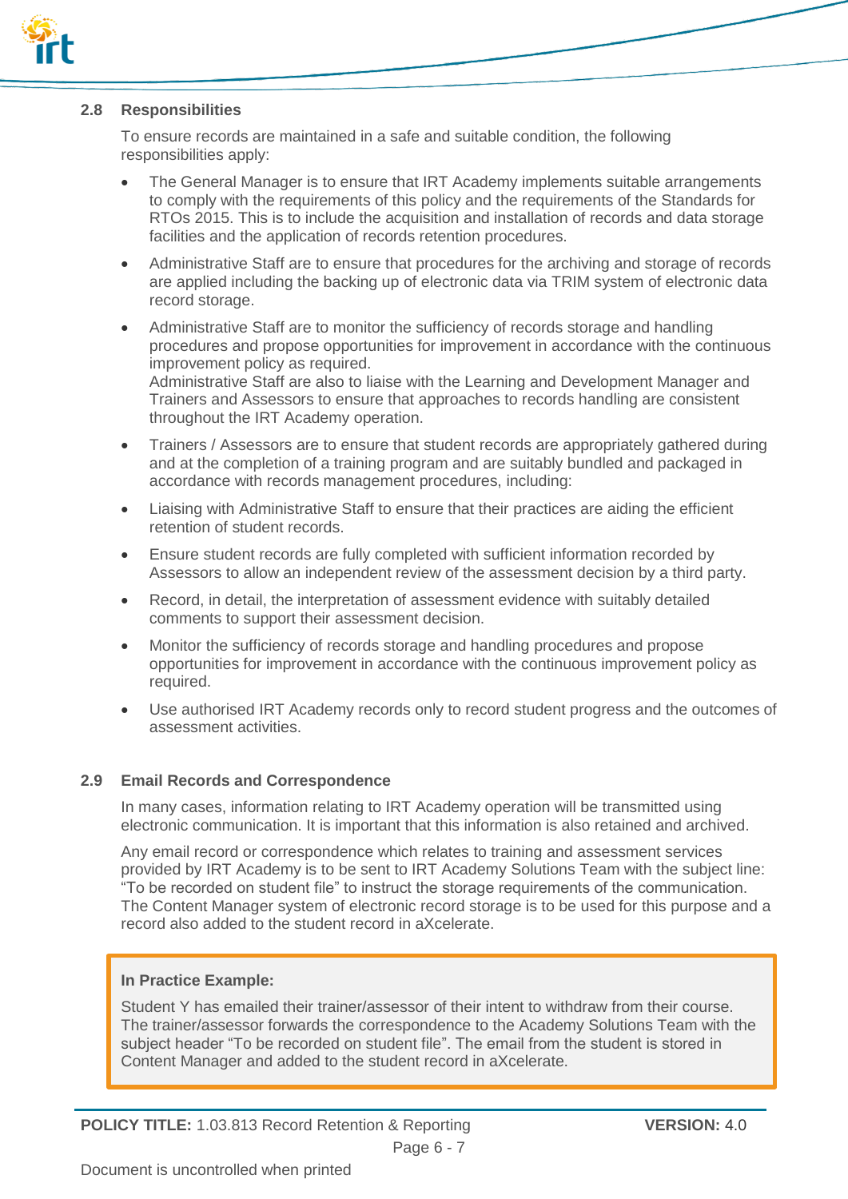## 2.8 Responsibilities

To ensure records are maintained in a safe and suitable condition, the following responsibilities apply:

- The General Manager is to ensure that IRT Academy implements suitable arrangements to comply with the requirements of this policy and the requirements of the Standards for RTOs 2015. This is to include the acquisition and installation of records and data storage facilities and the application of records retention procedures.
- Administrative Staff are to ensure that procedures for the archiving and storage of records are applied including the backing up of electronic data via TRIM system of electronic data record storage.
- Administrative Staff are to monitor the sufficiency of records storage and handling procedures and propose opportunities for improvement in accordance with the continuous improvement policy as required.
  Administrative Staff are also to liaise with the Learning and Development Manager and Trainers and Assessors to ensure that approaches to records handling are consistent throughout the IRT Academy operation.
- Trainers / Assessors are to ensure that student records are appropriately gathered during and at the completion of a training program and are suitably bundled and packaged in accordance with records management procedures, including:
- Liaising with Administrative Staff to ensure that their practices are aiding the efficient retention of student records.
- Ensure student records are fully completed with sufficient information recorded by Assessors to allow an independent review of the assessment decision by a third party.
- Record, in detail, the interpretation of assessment evidence with suitably detailed comments to support their assessment decision.
- Monitor the sufficiency of records storage and handling procedures and propose opportunities for improvement in accordance with the continuous improvement policy as required.
- Use authorised IRT Academy records only to record student progress and the outcomes of assessment activities.

## 2.9 Email Records and Correspondence

In many cases, information relating to IRT Academy operation will be transmitted using electronic communication. It is important that this information is also retained and archived.

Any email record or correspondence which relates to training and assessment services provided by IRT Academy is to be sent to IRT Academy Solutions Team with the subject line: “To be recorded on student file” to instruct the storage requirements of the communication. The Content Manager system of electronic record storage is to be used for this purpose and a record also added to the student record in aXcelerate.

> **In Practice Example:**
>
> Student Y has emailed their trainer/assessor of their intent to withdraw from their course. The trainer/assessor forwards the correspondence to the Academy Solutions Team with the subject header “To be recorded on student file”. The email from the student is stored in Content Manager and added to the student record in aXcelerate.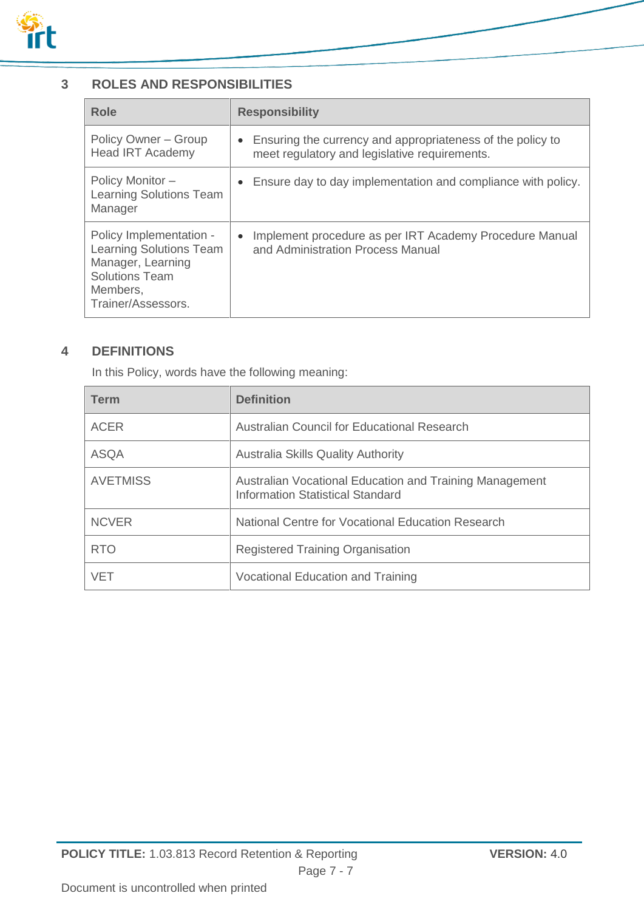## 3 ROLES AND RESPONSIBILITIES

| Role | Responsibility |
|---|---|
| Policy Owner – Group Head IRT Academy | • Ensuring the currency and appropriateness of the policy to meet regulatory and legislative requirements. |
| Policy Monitor – Learning Solutions Team Manager | • Ensure day to day implementation and compliance with policy. |
| Policy Implementation - Learning Solutions Team Manager, Learning Solutions Team Members, Trainer/Assessors. | • Implement procedure as per IRT Academy Procedure Manual and Administration Process Manual |

## 4 DEFINITIONS

In this Policy, words have the following meaning:

| Term | Definition |
|---|---|
| ACER | Australian Council for Educational Research |
| ASQA | Australia Skills Quality Authority |
| AVETMISS | Australian Vocational Education and Training Management Information Statistical Standard |
| NCVER | National Centre for Vocational Education Research |
| RTO | Registered Training Organisation |
| VET | Vocational Education and Training |